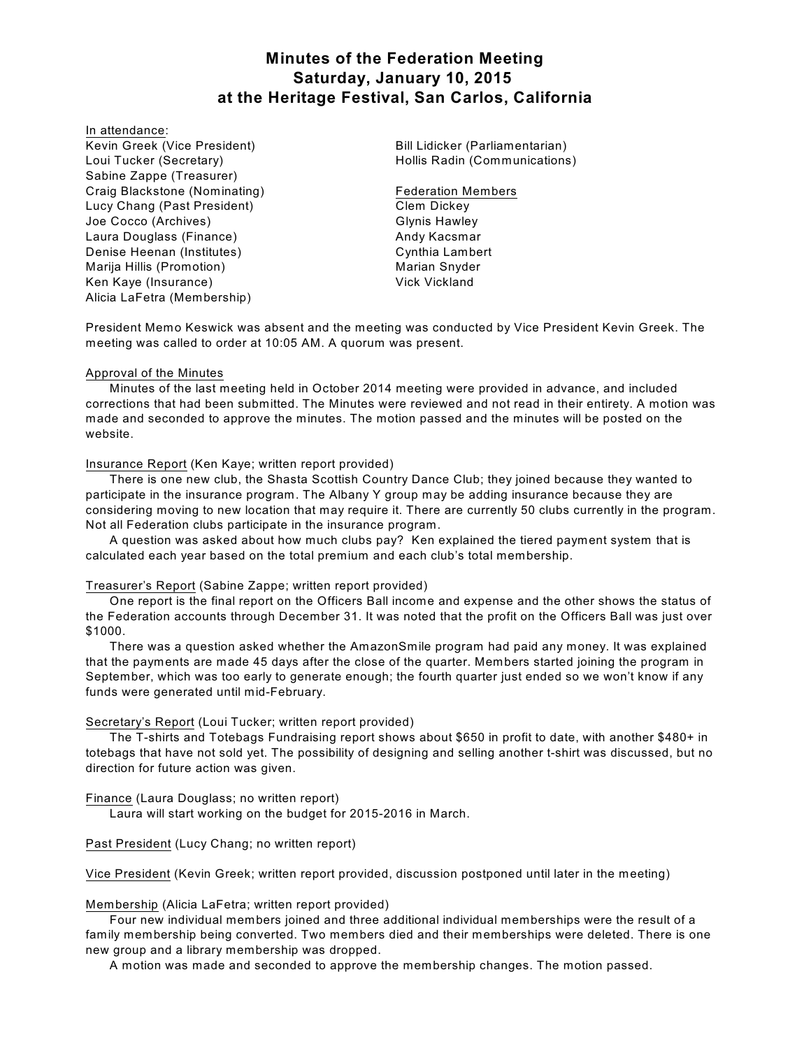# Minutes of the Federation Meeting
# Saturday, January 10, 2015
# at the Heritage Festival, San Carlos, California

In attendance:

Kevin Greek (Vice President)
Loui Tucker (Secretary)
Sabine Zappe (Treasurer)
Craig Blackstone (Nominating)
Lucy Chang (Past President)
Joe Cocco (Archives)
Laura Douglass (Finance)
Denise Heenan (Institutes)
Marija Hillis (Promotion)
Ken Kaye (Insurance)
Alicia LaFetra (Membership)
Bill Lidicker (Parliamentarian)
Hollis Radin (Communications)

Federation Members
Clem Dickey
Glynis Hawley
Andy Kacsmar
Cynthia Lambert
Marian Snyder
Vick Vickland

President Memo Keswick was absent and the meeting was conducted by Vice President Kevin Greek. The meeting was called to order at 10:05 AM. A quorum was present.

Approval of the Minutes

Minutes of the last meeting held in October 2014 meeting were provided in advance, and included corrections that had been submitted. The Minutes were reviewed and not read in their entirety. A motion was made and seconded to approve the minutes. The motion passed and the minutes will be posted on the website.

Insurance Report (Ken Kaye; written report provided)

There is one new club, the Shasta Scottish Country Dance Club; they joined because they wanted to participate in the insurance program. The Albany Y group may be adding insurance because they are considering moving to new location that may require it. There are currently 50 clubs currently in the program. Not all Federation clubs participate in the insurance program.

A question was asked about how much clubs pay? Ken explained the tiered payment system that is calculated each year based on the total premium and each club's total membership.

Treasurer's Report (Sabine Zappe; written report provided)

One report is the final report on the Officers Ball income and expense and the other shows the status of the Federation accounts through December 31. It was noted that the profit on the Officers Ball was just over $1000.

There was a question asked whether the AmazonSmile program had paid any money. It was explained that the payments are made 45 days after the close of the quarter. Members started joining the program in September, which was too early to generate enough; the fourth quarter just ended so we won't know if any funds were generated until mid-February.

Secretary's Report (Loui Tucker; written report provided)

The T-shirts and Totebags Fundraising report shows about $650 in profit to date, with another $480+ in totebags that have not sold yet. The possibility of designing and selling another t-shirt was discussed, but no direction for future action was given.

Finance (Laura Douglass; no written report)

Laura will start working on the budget for 2015-2016 in March.

Past President (Lucy Chang; no written report)

Vice President (Kevin Greek; written report provided, discussion postponed until later in the meeting)

Membership (Alicia LaFetra; written report provided)

Four new individual members joined and three additional individual memberships were the result of a family membership being converted. Two members died and their memberships were deleted. There is one new group and a library membership was dropped.

A motion was made and seconded to approve the membership changes. The motion passed.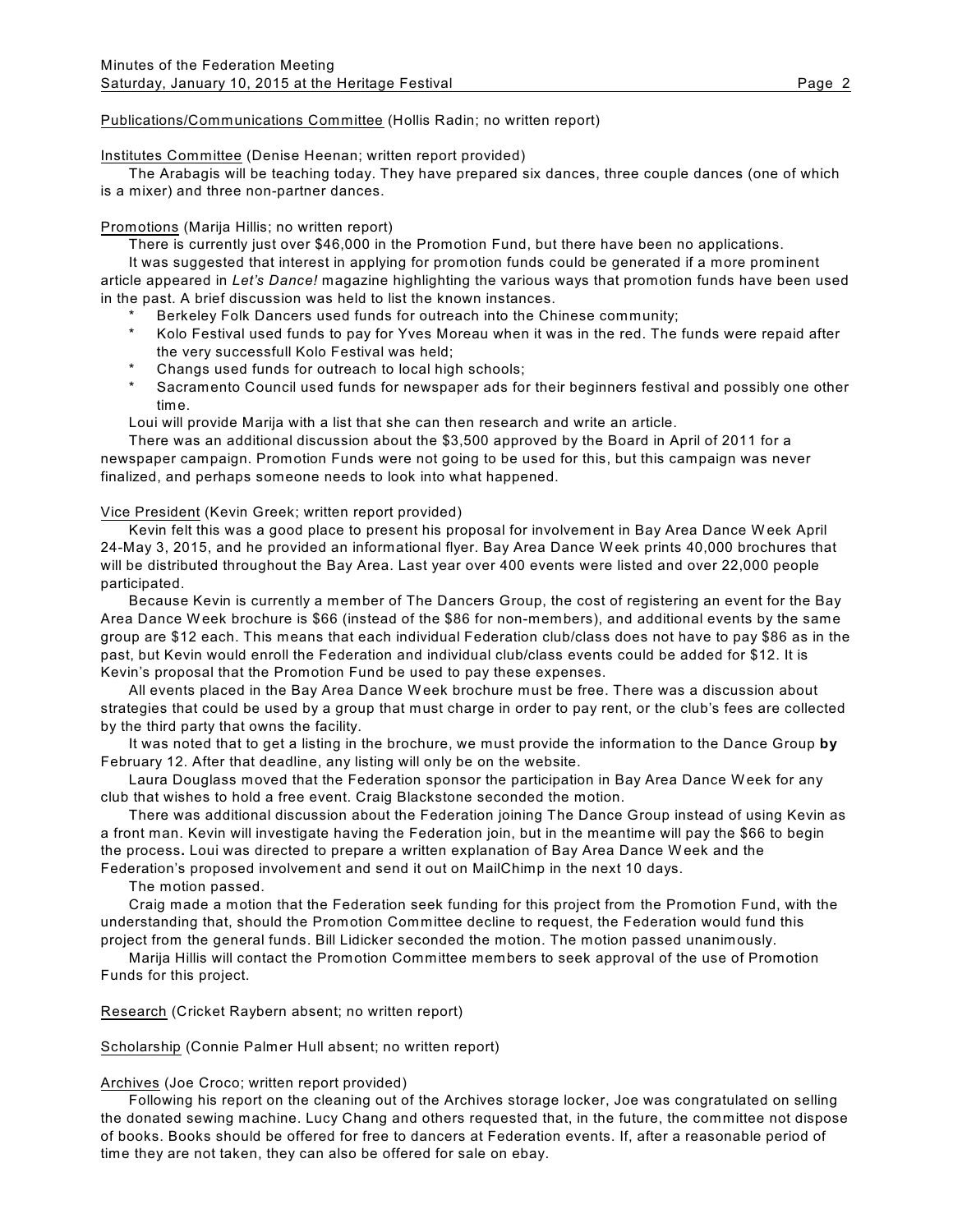Publications/Communications Committee (Hollis Radin; no written report)

Institutes Committee (Denise Heenan; written report provided)

The Arabagis will be teaching today. They have prepared six dances, three couple dances (one of which is a mixer) and three non-partner dances.

Promotions (Marija Hillis; no written report)

There is currently just over $46,000 in the Promotion Fund, but there have been no applications.

It was suggested that interest in applying for promotion funds could be generated if a more prominent article appeared in *Let's Dance!* magazine highlighting the various ways that promotion funds have been used in the past. A brief discussion was held to list the known instances.

- Berkeley Folk Dancers used funds for outreach into the Chinese community;
- Kolo Festival used funds to pay for Yves Moreau when it was in the red. The funds were repaid after the very successfull Kolo Festival was held;
- Changs used funds for outreach to local high schools;
- Sacramento Council used funds for newspaper ads for their beginners festival and possibly one other time.

Loui will provide Marija with a list that she can then research and write an article.

There was an additional discussion about the $3,500 approved by the Board in April of 2011 for a newspaper campaign. Promotion Funds were not going to be used for this, but this campaign was never finalized, and perhaps someone needs to look into what happened.

Vice President (Kevin Greek; written report provided)

Kevin felt this was a good place to present his proposal for involvement in Bay Area Dance Week April 24-May 3, 2015, and he provided an informational flyer. Bay Area Dance Week prints 40,000 brochures that will be distributed throughout the Bay Area. Last year over 400 events were listed and over 22,000 people participated.

Because Kevin is currently a member of The Dancers Group, the cost of registering an event for the Bay Area Dance Week brochure is $66 (instead of the $86 for non-members), and additional events by the same group are $12 each. This means that each individual Federation club/class does not have to pay $86 as in the past, but Kevin would enroll the Federation and individual club/class events could be added for $12. It is Kevin's proposal that the Promotion Fund be used to pay these expenses.

All events placed in the Bay Area Dance Week brochure must be free. There was a discussion about strategies that could be used by a group that must charge in order to pay rent, or the club's fees are collected by the third party that owns the facility.

It was noted that to get a listing in the brochure, we must provide the information to the Dance Group **by** February 12. After that deadline, any listing will only be on the website.

Laura Douglass moved that the Federation sponsor the participation in Bay Area Dance Week for any club that wishes to hold a free event. Craig Blackstone seconded the motion.

There was additional discussion about the Federation joining The Dance Group instead of using Kevin as a front man. Kevin will investigate having the Federation join, but in the meantime will pay the $66 to begin the process**.** Loui was directed to prepare a written explanation of Bay Area Dance Week and the Federation's proposed involvement and send it out on MailChimp in the next 10 days.

The motion passed.

Craig made a motion that the Federation seek funding for this project from the Promotion Fund, with the understanding that, should the Promotion Committee decline to request, the Federation would fund this project from the general funds. Bill Lidicker seconded the motion. The motion passed unanimously.

Marija Hillis will contact the Promotion Committee members to seek approval of the use of Promotion Funds for this project.

Research (Cricket Raybern absent; no written report)

Scholarship (Connie Palmer Hull absent; no written report)

Archives (Joe Croco; written report provided)

Following his report on the cleaning out of the Archives storage locker, Joe was congratulated on selling the donated sewing machine. Lucy Chang and others requested that, in the future, the committee not dispose of books. Books should be offered for free to dancers at Federation events. If, after a reasonable period of time they are not taken, they can also be offered for sale on ebay.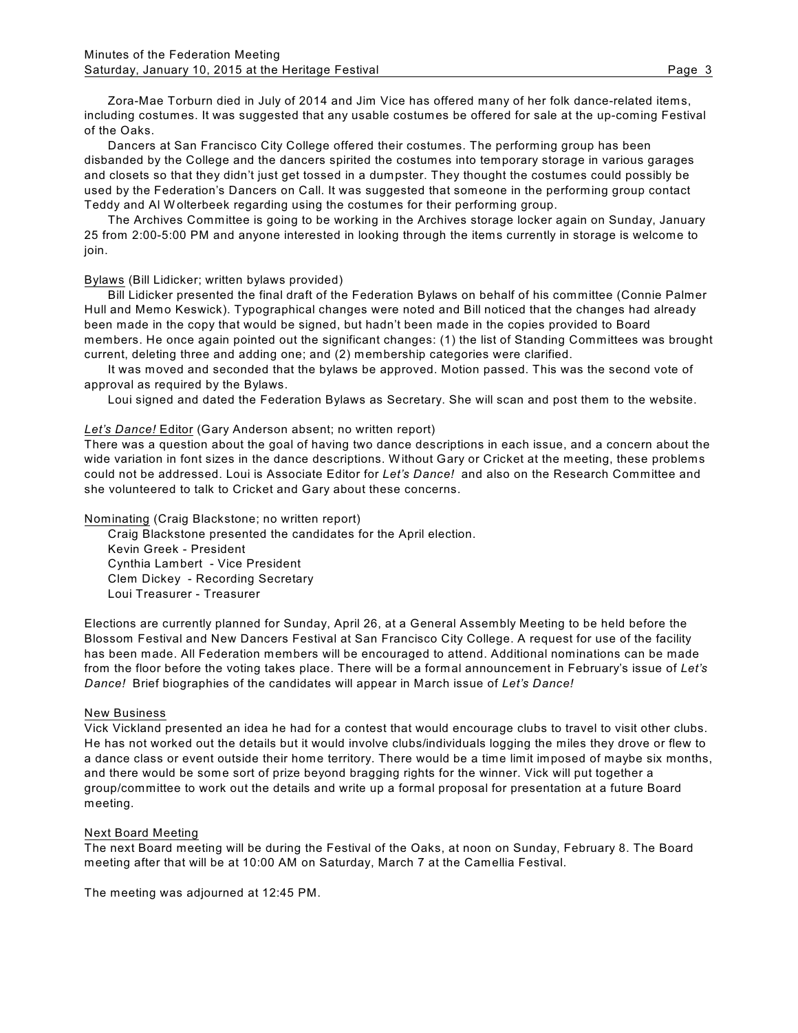Zora-Mae Torburn died in July of 2014 and Jim Vice has offered many of her folk dance-related items, including costumes. It was suggested that any usable costumes be offered for sale at the up-coming Festival of the Oaks.

Dancers at San Francisco City College offered their costumes. The performing group has been disbanded by the College and the dancers spirited the costumes into temporary storage in various garages and closets so that they didn't just get tossed in a dumpster. They thought the costumes could possibly be used by the Federation's Dancers on Call. It was suggested that someone in the performing group contact Teddy and Al Wolterbeek regarding using the costumes for their performing group.

The Archives Committee is going to be working in the Archives storage locker again on Sunday, January 25 from 2:00-5:00 PM and anyone interested in looking through the items currently in storage is welcome to join.

Bylaws (Bill Lidicker; written bylaws provided)

Bill Lidicker presented the final draft of the Federation Bylaws on behalf of his committee (Connie Palmer Hull and Memo Keswick). Typographical changes were noted and Bill noticed that the changes had already been made in the copy that would be signed, but hadn't been made in the copies provided to Board members. He once again pointed out the significant changes: (1) the list of Standing Committees was brought current, deleting three and adding one; and (2) membership categories were clarified.

It was moved and seconded that the bylaws be approved. Motion passed. This was the second vote of approval as required by the Bylaws.

Loui signed and dated the Federation Bylaws as Secretary. She will scan and post them to the website.

*Let's Dance!* Editor (Gary Anderson absent; no written report)

There was a question about the goal of having two dance descriptions in each issue, and a concern about the wide variation in font sizes in the dance descriptions. Without Gary or Cricket at the meeting, these problems could not be addressed. Loui is Associate Editor for *Let's Dance!* and also on the Research Committee and she volunteered to talk to Cricket and Gary about these concerns.

Nominating (Craig Blackstone; no written report)

Craig Blackstone presented the candidates for the April election.
Kevin Greek - President
Cynthia Lambert - Vice President
Clem Dickey - Recording Secretary
Loui Treasurer - Treasurer

Elections are currently planned for Sunday, April 26, at a General Assembly Meeting to be held before the Blossom Festival and New Dancers Festival at San Francisco City College. A request for use of the facility has been made. All Federation members will be encouraged to attend. Additional nominations can be made from the floor before the voting takes place. There will be a formal announcement in February's issue of *Let's Dance!* Brief biographies of the candidates will appear in March issue of *Let's Dance!*

New Business

Vick Vickland presented an idea he had for a contest that would encourage clubs to travel to visit other clubs. He has not worked out the details but it would involve clubs/individuals logging the miles they drove or flew to a dance class or event outside their home territory. There would be a time limit imposed of maybe six months, and there would be some sort of prize beyond bragging rights for the winner. Vick will put together a group/committee to work out the details and write up a formal proposal for presentation at a future Board meeting.

Next Board Meeting

The next Board meeting will be during the Festival of the Oaks, at noon on Sunday, February 8. The Board meeting after that will be at 10:00 AM on Saturday, March 7 at the Camellia Festival.

The meeting was adjourned at 12:45 PM.